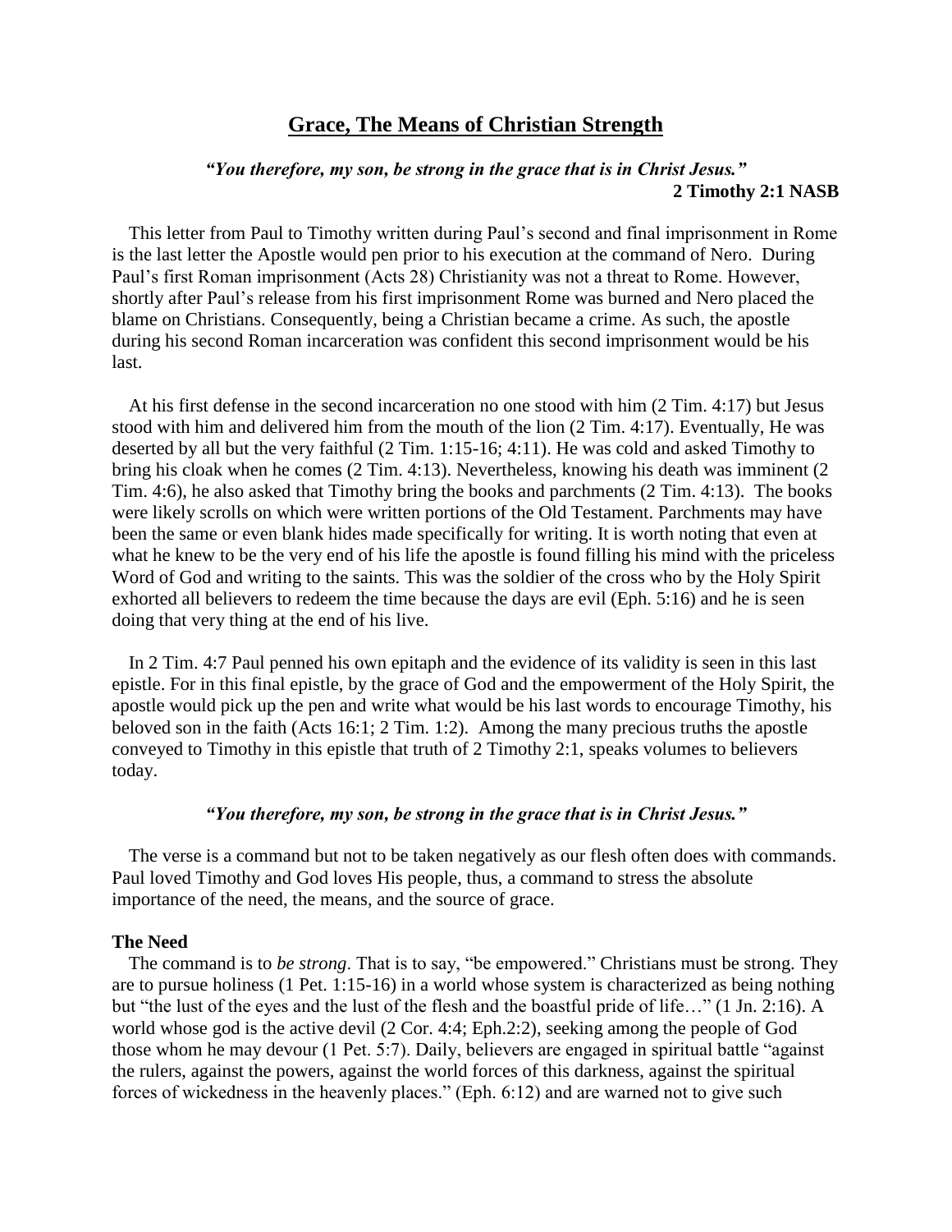# Grace, The Means of Christian Strength

***"You therefore, my son, be strong in the grace that is in Christ Jesus."***
**2 Timothy 2:1 NASB**

This letter from Paul to Timothy written during Paul's second and final imprisonment in Rome is the last letter the Apostle would pen prior to his execution at the command of Nero. During Paul's first Roman imprisonment (Acts 28) Christianity was not a threat to Rome. However, shortly after Paul's release from his first imprisonment Rome was burned and Nero placed the blame on Christians. Consequently, being a Christian became a crime. As such, the apostle during his second Roman incarceration was confident this second imprisonment would be his last.

At his first defense in the second incarceration no one stood with him (2 Tim. 4:17) but Jesus stood with him and delivered him from the mouth of the lion (2 Tim. 4:17). Eventually, He was deserted by all but the very faithful (2 Tim. 1:15-16; 4:11). He was cold and asked Timothy to bring his cloak when he comes (2 Tim. 4:13). Nevertheless, knowing his death was imminent (2 Tim. 4:6), he also asked that Timothy bring the books and parchments (2 Tim. 4:13). The books were likely scrolls on which were written portions of the Old Testament. Parchments may have been the same or even blank hides made specifically for writing. It is worth noting that even at what he knew to be the very end of his life the apostle is found filling his mind with the priceless Word of God and writing to the saints. This was the soldier of the cross who by the Holy Spirit exhorted all believers to redeem the time because the days are evil (Eph. 5:16) and he is seen doing that very thing at the end of his live.

In 2 Tim. 4:7 Paul penned his own epitaph and the evidence of its validity is seen in this last epistle. For in this final epistle, by the grace of God and the empowerment of the Holy Spirit, the apostle would pick up the pen and write what would be his last words to encourage Timothy, his beloved son in the faith (Acts 16:1; 2 Tim. 1:2). Among the many precious truths the apostle conveyed to Timothy in this epistle that truth of 2 Timothy 2:1, speaks volumes to believers today.

***"You therefore, my son, be strong in the grace that is in Christ Jesus."***

The verse is a command but not to be taken negatively as our flesh often does with commands. Paul loved Timothy and God loves His people, thus, a command to stress the absolute importance of the need, the means, and the source of grace.

**The Need**

The command is to *be strong*. That is to say, "be empowered." Christians must be strong. They are to pursue holiness (1 Pet. 1:15-16) in a world whose system is characterized as being nothing but "the lust of the eyes and the lust of the flesh and the boastful pride of life…" (1 Jn. 2:16). A world whose god is the active devil (2 Cor. 4:4; Eph.2:2), seeking among the people of God those whom he may devour (1 Pet. 5:7). Daily, believers are engaged in spiritual battle "against the rulers, against the powers, against the world forces of this darkness, against the spiritual forces of wickedness in the heavenly places." (Eph. 6:12) and are warned not to give such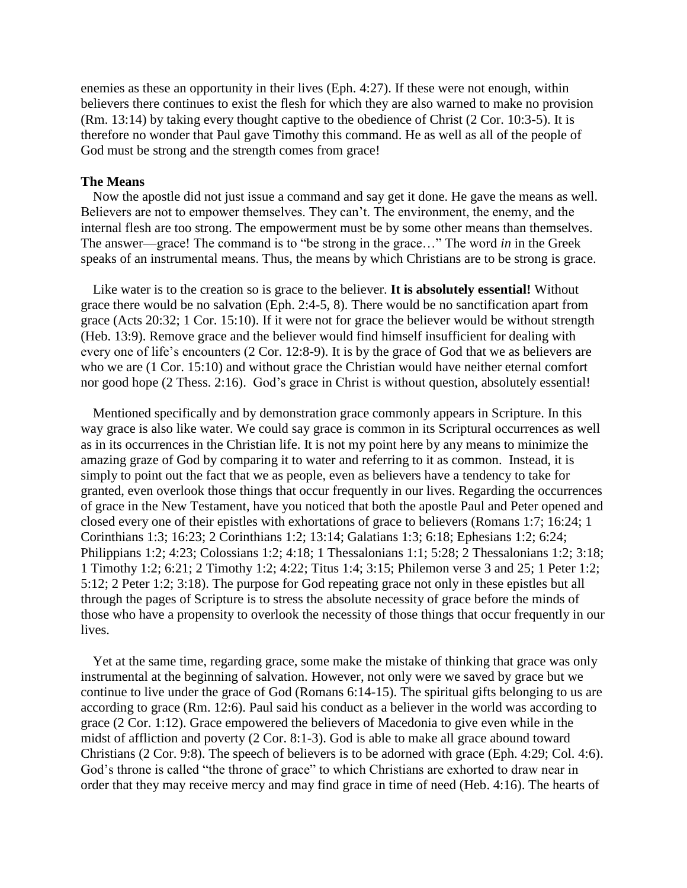enemies as these an opportunity in their lives (Eph. 4:27). If these were not enough, within believers there continues to exist the flesh for which they are also warned to make no provision (Rm. 13:14) by taking every thought captive to the obedience of Christ (2 Cor. 10:3-5). It is therefore no wonder that Paul gave Timothy this command. He as well as all of the people of God must be strong and the strength comes from grace!

**The Means**

Now the apostle did not just issue a command and say get it done. He gave the means as well. Believers are not to empower themselves. They can't. The environment, the enemy, and the internal flesh are too strong. The empowerment must be by some other means than themselves. The answer—grace! The command is to "be strong in the grace…" The word *in* in the Greek speaks of an instrumental means. Thus, the means by which Christians are to be strong is grace.

Like water is to the creation so is grace to the believer. **It is absolutely essential!** Without grace there would be no salvation (Eph. 2:4-5, 8). There would be no sanctification apart from grace (Acts 20:32; 1 Cor. 15:10). If it were not for grace the believer would be without strength (Heb. 13:9). Remove grace and the believer would find himself insufficient for dealing with every one of life's encounters (2 Cor. 12:8-9). It is by the grace of God that we as believers are who we are (1 Cor. 15:10) and without grace the Christian would have neither eternal comfort nor good hope (2 Thess. 2:16). God's grace in Christ is without question, absolutely essential!

Mentioned specifically and by demonstration grace commonly appears in Scripture. In this way grace is also like water. We could say grace is common in its Scriptural occurrences as well as in its occurrences in the Christian life. It is not my point here by any means to minimize the amazing graze of God by comparing it to water and referring to it as common. Instead, it is simply to point out the fact that we as people, even as believers have a tendency to take for granted, even overlook those things that occur frequently in our lives. Regarding the occurrences of grace in the New Testament, have you noticed that both the apostle Paul and Peter opened and closed every one of their epistles with exhortations of grace to believers (Romans 1:7; 16:24; 1 Corinthians 1:3; 16:23; 2 Corinthians 1:2; 13:14; Galatians 1:3; 6:18; Ephesians 1:2; 6:24; Philippians 1:2; 4:23; Colossians 1:2; 4:18; 1 Thessalonians 1:1; 5:28; 2 Thessalonians 1:2; 3:18; 1 Timothy 1:2; 6:21; 2 Timothy 1:2; 4:22; Titus 1:4; 3:15; Philemon verse 3 and 25; 1 Peter 1:2; 5:12; 2 Peter 1:2; 3:18). The purpose for God repeating grace not only in these epistles but all through the pages of Scripture is to stress the absolute necessity of grace before the minds of those who have a propensity to overlook the necessity of those things that occur frequently in our lives.

Yet at the same time, regarding grace, some make the mistake of thinking that grace was only instrumental at the beginning of salvation. However, not only were we saved by grace but we continue to live under the grace of God (Romans 6:14-15). The spiritual gifts belonging to us are according to grace (Rm. 12:6). Paul said his conduct as a believer in the world was according to grace (2 Cor. 1:12). Grace empowered the believers of Macedonia to give even while in the midst of affliction and poverty (2 Cor. 8:1-3). God is able to make all grace abound toward Christians (2 Cor. 9:8). The speech of believers is to be adorned with grace (Eph. 4:29; Col. 4:6). God's throne is called "the throne of grace" to which Christians are exhorted to draw near in order that they may receive mercy and may find grace in time of need (Heb. 4:16). The hearts of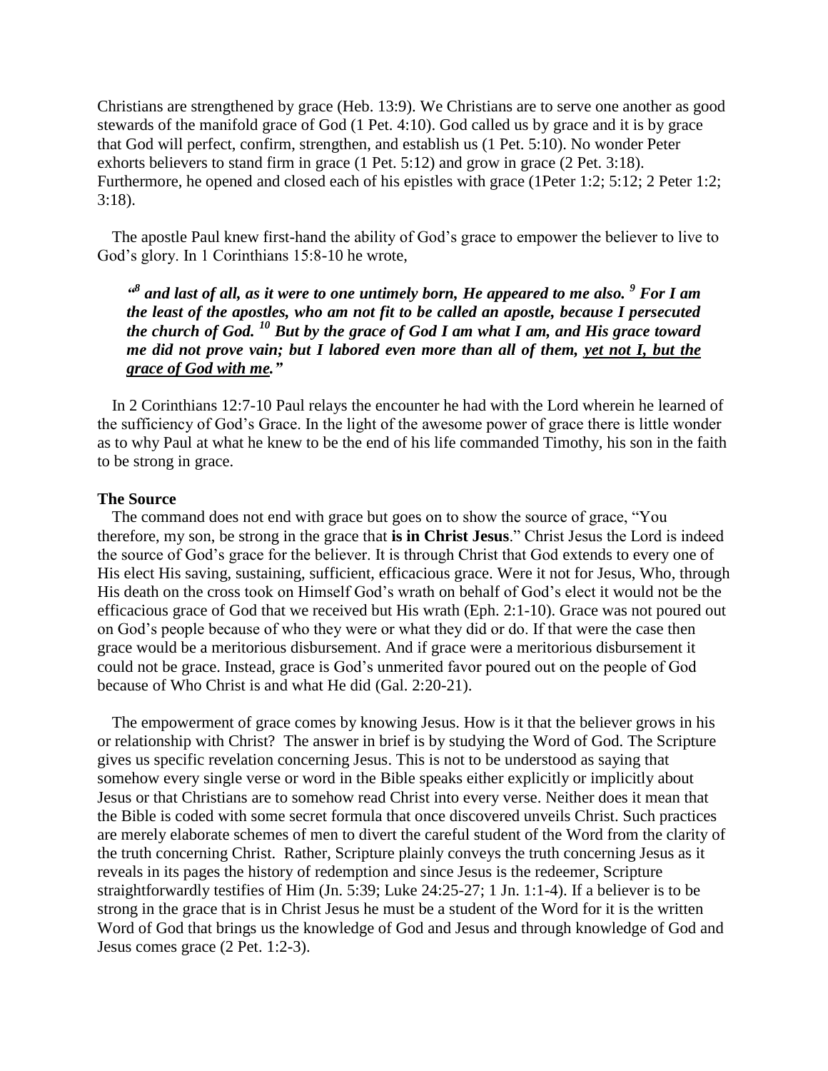Christians are strengthened by grace (Heb. 13:9). We Christians are to serve one another as good stewards of the manifold grace of God (1 Pet. 4:10). God called us by grace and it is by grace that God will perfect, confirm, strengthen, and establish us (1 Pet. 5:10). No wonder Peter exhorts believers to stand firm in grace (1 Pet. 5:12) and grow in grace (2 Pet. 3:18). Furthermore, he opened and closed each of his epistles with grace (1Peter 1:2; 5:12; 2 Peter 1:2; 3:18).

The apostle Paul knew first-hand the ability of God's grace to empower the believer to live to God's glory. In 1 Corinthians 15:8-10 he wrote,

> ***"[8] and last of all, as it were to one untimely born, He appeared to me also. [9] For I am the least of the apostles, who am not fit to be called an apostle, because I persecuted the church of God. [10] But by the grace of God I am what I am, and His grace toward me did not prove vain; but I labored even more than all of them, <u>yet not I, but the grace of God with me</u>."***

In 2 Corinthians 12:7-10 Paul relays the encounter he had with the Lord wherein he learned of the sufficiency of God's Grace. In the light of the awesome power of grace there is little wonder as to why Paul at what he knew to be the end of his life commanded Timothy, his son in the faith to be strong in grace.

**The Source**

The command does not end with grace but goes on to show the source of grace, "You therefore, my son, be strong in the grace that **is in Christ Jesus**." Christ Jesus the Lord is indeed the source of God's grace for the believer. It is through Christ that God extends to every one of His elect His saving, sustaining, sufficient, efficacious grace. Were it not for Jesus, Who, through His death on the cross took on Himself God's wrath on behalf of God's elect it would not be the efficacious grace of God that we received but His wrath (Eph. 2:1-10). Grace was not poured out on God's people because of who they were or what they did or do. If that were the case then grace would be a meritorious disbursement. And if grace were a meritorious disbursement it could not be grace. Instead, grace is God's unmerited favor poured out on the people of God because of Who Christ is and what He did (Gal. 2:20-21).

The empowerment of grace comes by knowing Jesus. How is it that the believer grows in his or relationship with Christ? The answer in brief is by studying the Word of God. The Scripture gives us specific revelation concerning Jesus. This is not to be understood as saying that somehow every single verse or word in the Bible speaks either explicitly or implicitly about Jesus or that Christians are to somehow read Christ into every verse. Neither does it mean that the Bible is coded with some secret formula that once discovered unveils Christ. Such practices are merely elaborate schemes of men to divert the careful student of the Word from the clarity of the truth concerning Christ. Rather, Scripture plainly conveys the truth concerning Jesus as it reveals in its pages the history of redemption and since Jesus is the redeemer, Scripture straightforwardly testifies of Him (Jn. 5:39; Luke 24:25-27; 1 Jn. 1:1-4). If a believer is to be strong in the grace that is in Christ Jesus he must be a student of the Word for it is the written Word of God that brings us the knowledge of God and Jesus and through knowledge of God and Jesus comes grace (2 Pet. 1:2-3).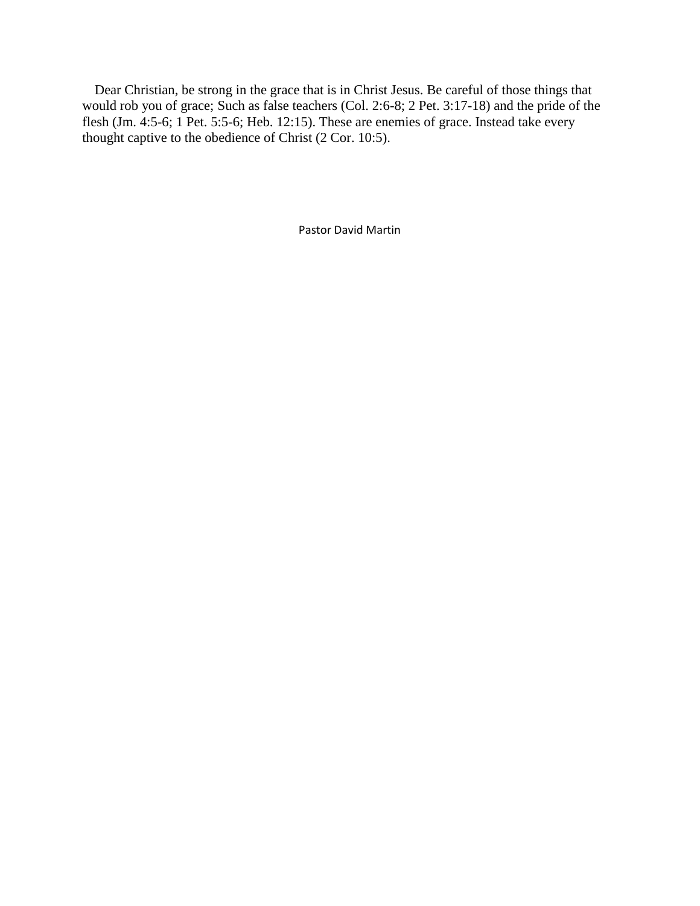Dear Christian, be strong in the grace that is in Christ Jesus. Be careful of those things that would rob you of grace; Such as false teachers (Col. 2:6-8; 2 Pet. 3:17-18) and the pride of the flesh (Jm. 4:5-6; 1 Pet. 5:5-6; Heb. 12:15). These are enemies of grace. Instead take every thought captive to the obedience of Christ (2 Cor. 10:5).

Pastor David Martin